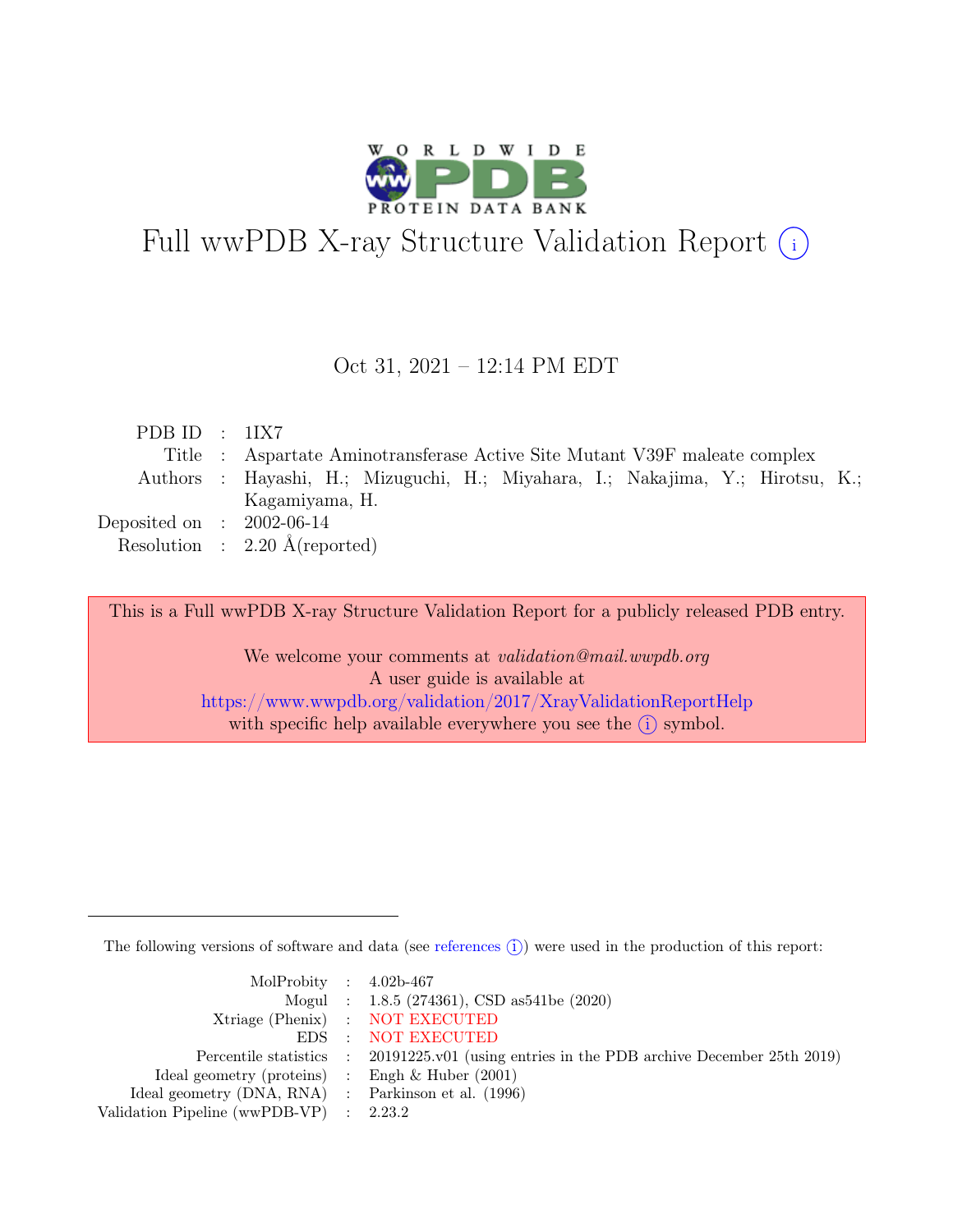# Full wwPDB X-ray Structure Validation Report ⓘ

Oct 31, 2021 – 12:14 PM EDT

| | | |
|---|---|---|
| PDB ID | : | 1IX7 |
| Title | : | Aspartate Aminotransferase Active Site Mutant V39F maleate complex |
| Authors | : | Hayashi, H.; Mizuguchi, H.; Miyahara, I.; Nakajima, Y.; Hirotsu, K.; Kagamiyama, H. |
| Deposited on | : | 2002-06-14 |
| Resolution | : | 2.20 Å(reported) |

This is a Full wwPDB X-ray Structure Validation Report for a publicly released PDB entry.

We welcome your comments at *validation@mail.wwpdb.org*
A user guide is available at
https://www.wwpdb.org/validation/2017/XrayValidationReportHelp
with specific help available everywhere you see the ⓘ symbol.

The following versions of software and data (see references ⓘ) were used in the production of this report:

| | | |
|---|---|---|
| MolProbity | : | 4.02b-467 |
| Mogul | : | 1.8.5 (274361), CSD as541be (2020) |
| Xtriage (Phenix) | : | NOT EXECUTED |
| EDS | : | NOT EXECUTED |
| Percentile statistics | : | 20191225.v01 (using entries in the PDB archive December 25th 2019) |
| Ideal geometry (proteins) | : | Engh & Huber (2001) |
| Ideal geometry (DNA, RNA) | : | Parkinson et al. (1996) |
| Validation Pipeline (wwPDB-VP) | : | 2.23.2 |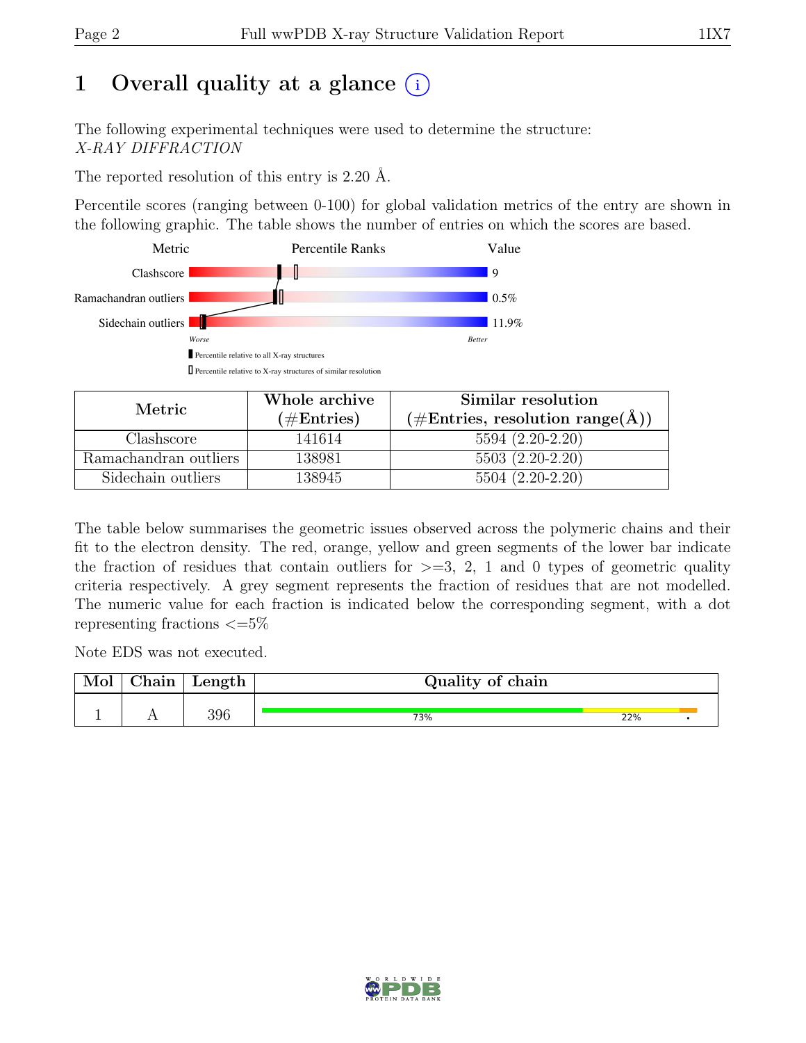# 1 Overall quality at a glance (i)

The following experimental techniques were used to determine the structure:
*X-RAY DIFFRACTION*

The reported resolution of this entry is 2.20 Å.

Percentile scores (ranging between 0-100) for global validation metrics of the entry are shown in the following graphic. The table shows the number of entries on which the scores are based.

| Metric | Value |
|---|---|
| Clashscore | 9 |
| Ramachandran outliers | 0.5% |
| Sidechain outliers | 11.9% |

Worse — Better

■ Percentile relative to all X-ray structures
□ Percentile relative to X-ray structures of similar resolution

| Metric | Whole archive (#Entries) | Similar resolution (#Entries, resolution range(Å)) |
|---|---|---|
| Clashscore | 141614 | 5594 (2.20-2.20) |
| Ramachandran outliers | 138981 | 5503 (2.20-2.20) |
| Sidechain outliers | 138945 | 5504 (2.20-2.20) |

The table below summarises the geometric issues observed across the polymeric chains and their fit to the electron density. The red, orange, yellow and green segments of the lower bar indicate the fraction of residues that contain outliers for >=3, 2, 1 and 0 types of geometric quality criteria respectively. A grey segment represents the fraction of residues that are not modelled. The numeric value for each fraction is indicated below the corresponding segment, with a dot representing fractions <=5%

Note EDS was not executed.

| Mol | Chain | Length | Quality of chain |
|---|---|---|---|
| 1 | A | 396 | 73% 22% • |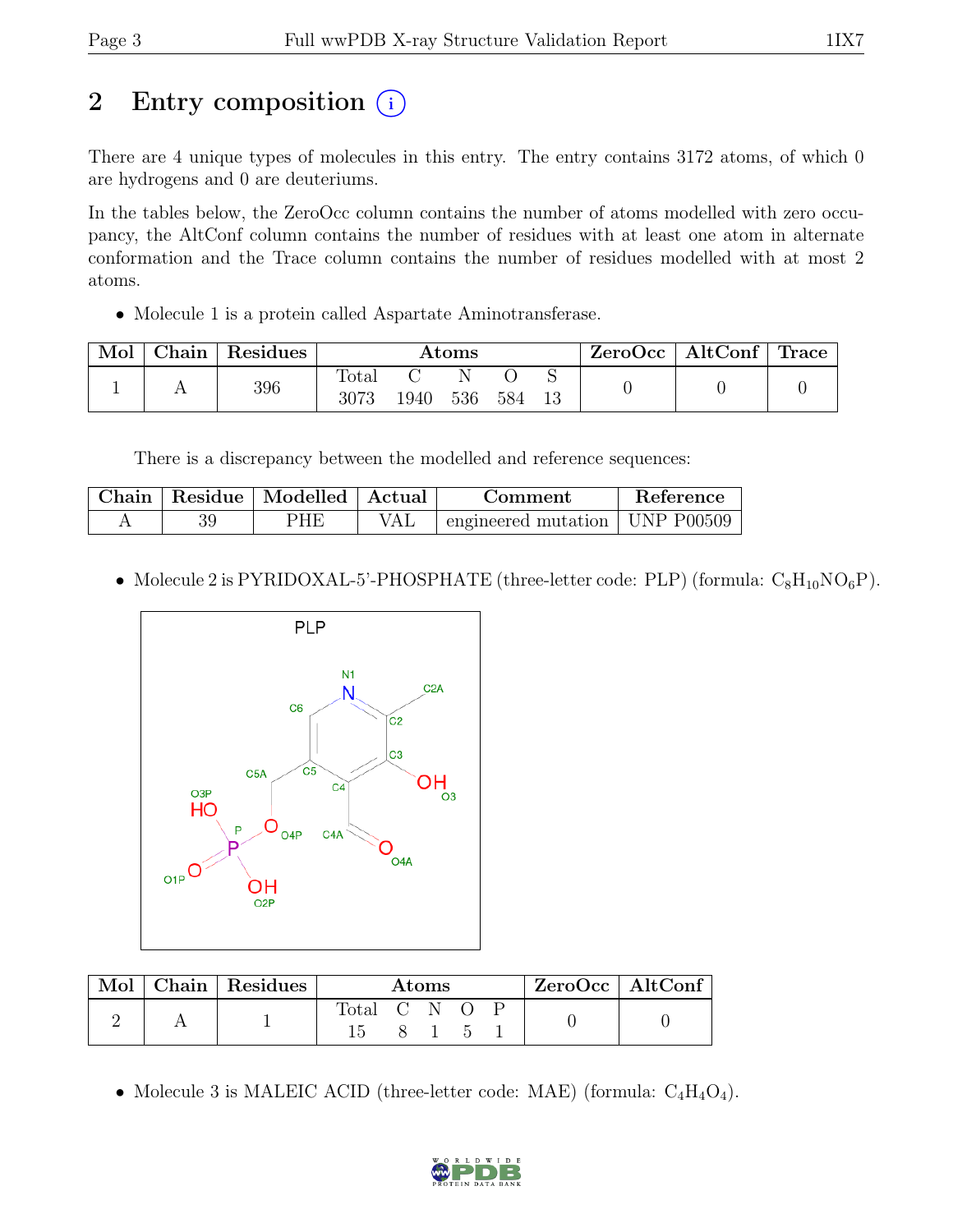## 2 Entry composition

There are 4 unique types of molecules in this entry. The entry contains 3172 atoms, of which 0 are hydrogens and 0 are deuteriums.

In the tables below, the ZeroOcc column contains the number of atoms modelled with zero occupancy, the AltConf column contains the number of residues with at least one atom in alternate conformation and the Trace column contains the number of residues modelled with at most 2 atoms.

- Molecule 1 is a protein called Aspartate Aminotransferase.

| Mol | Chain | Residues | Atoms | | | | | ZeroOcc | AltConf | Trace |
|---|---|---|---|---|---|---|---|---|---|---|
| | | | Total | C | N | O | S | | | |
| 1 | A | 396 | 3073 | 1940 | 536 | 584 | 13 | 0 | 0 | 0 |

There is a discrepancy between the modelled and reference sequences:

| Chain | Residue | Modelled | Actual | Comment | Reference |
|---|---|---|---|---|---|
| A | 39 | PHE | VAL | engineered mutation | UNP P00509 |

- Molecule 2 is PYRIDOXAL-5'-PHOSPHATE (three-letter code: PLP) (formula: $C_8H_{10}NO_6P$).

| Mol | Chain | Residues | Atoms | | | | | ZeroOcc | AltConf |
|---|---|---|---|---|---|---|---|---|---|
| | | | Total | C | N | O | P | | |
| 2 | A | 1 | 15 | 8 | 1 | 5 | 1 | 0 | 0 |

- Molecule 3 is MALEIC ACID (three-letter code: MAE) (formula: $C_4H_4O_4$).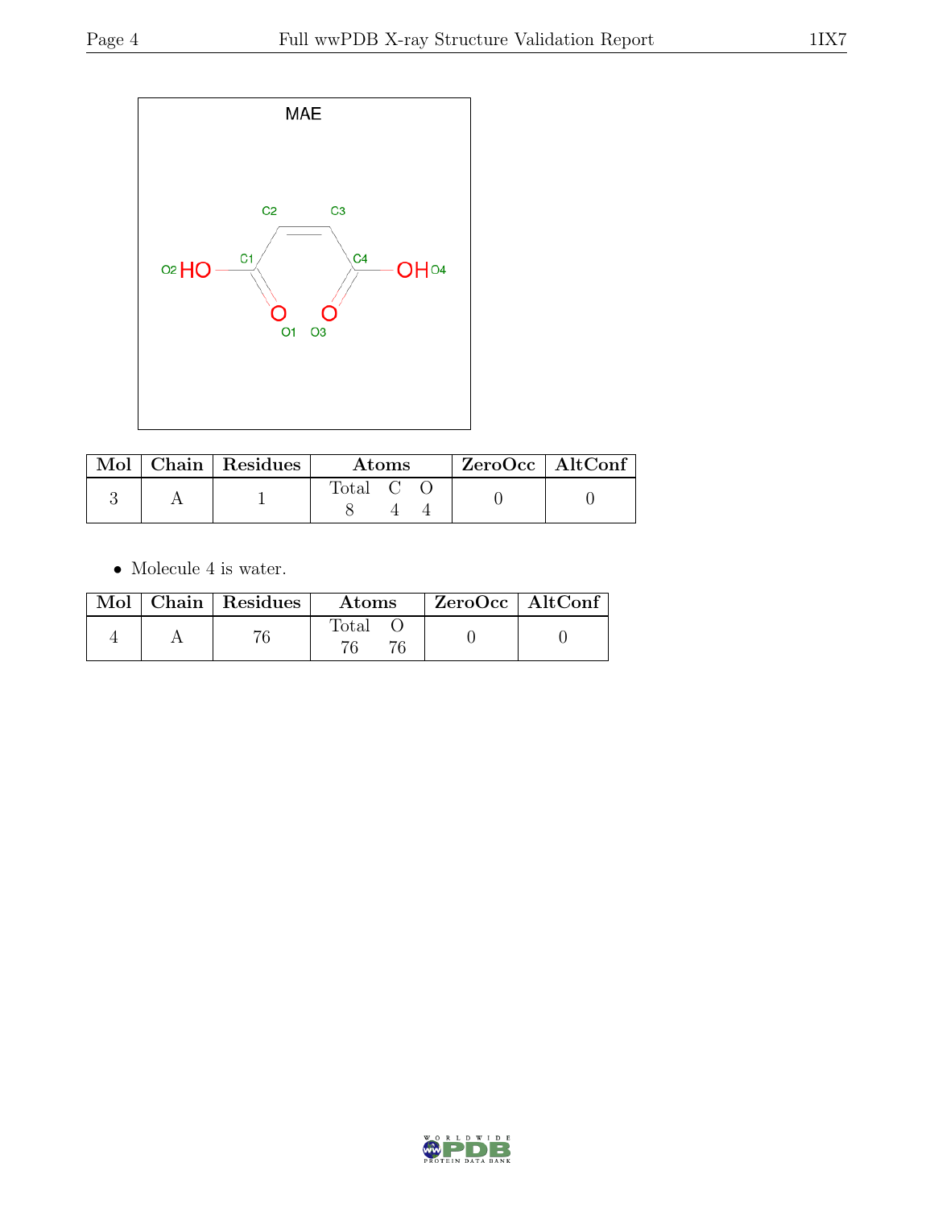MAE

| Mol | Chain | Residues | Atoms | | | ZeroOcc | AltConf |
|---|---|---|---|---|---|---|---|
| | | | Total | C | O | | |
| 3 | A | 1 | 8 | 4 | 4 | 0 | 0 |

- Molecule 4 is water.

| Mol | Chain | Residues | Atoms | | ZeroOcc | AltConf |
|---|---|---|---|---|---|---|
| | | | Total | O | | |
| 4 | A | 76 | 76 | 76 | 0 | 0 |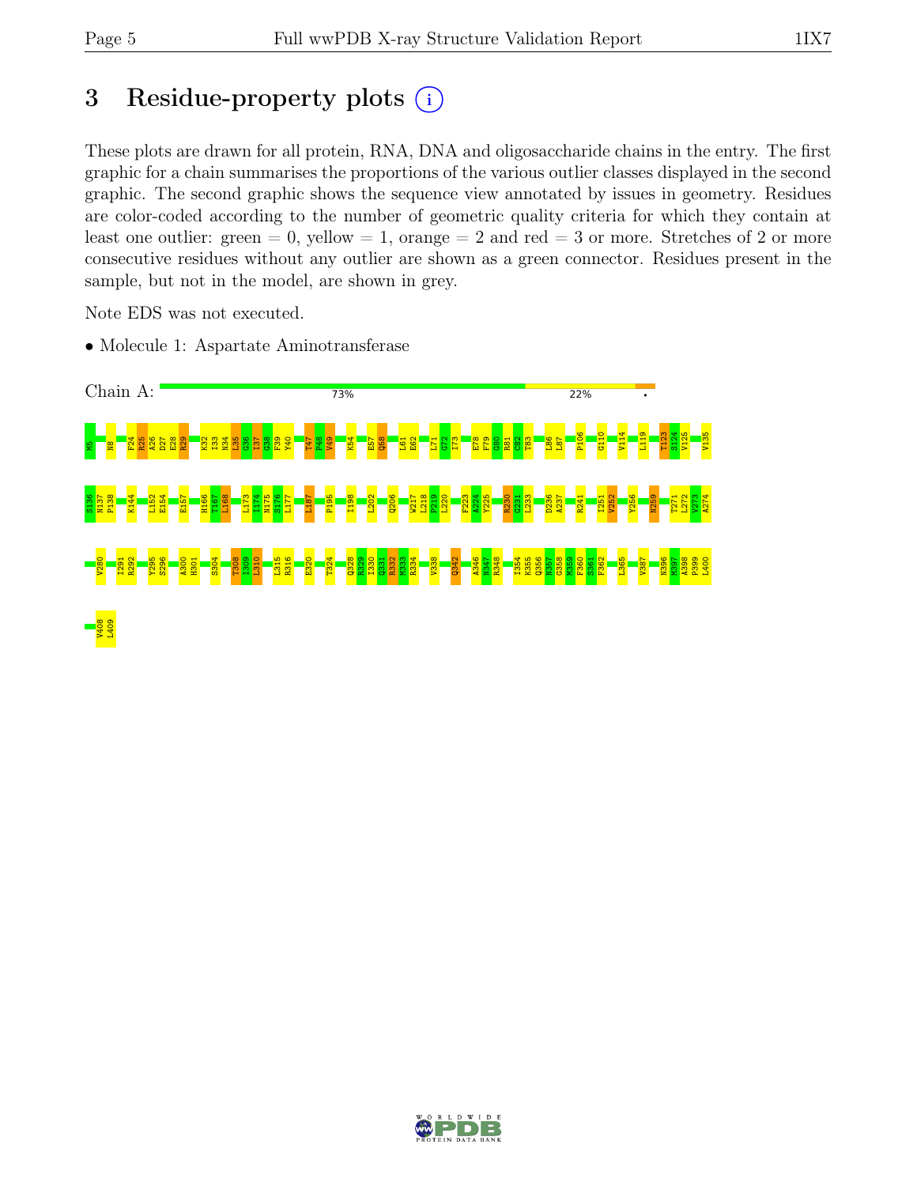# 3 Residue-property plots

These plots are drawn for all protein, RNA, DNA and oligosaccharide chains in the entry. The first graphic for a chain summarises the proportions of the various outlier classes displayed in the second graphic. The second graphic shows the sequence view annotated by issues in geometry. Residues are color-coded according to the number of geometric quality criteria for which they contain at least one outlier: green = 0, yellow = 1, orange = 2 and red = 3 or more. Stretches of 2 or more consecutive residues without any outlier are shown as a green connector. Residues present in the sample, but not in the model, are shown in grey.

Note EDS was not executed.

- Molecule 1: Aspartate Aminotransferase

Chain A: 73% 22% •

M5 N8 F24 R25 A26 D27 E28 R29 K32 I33 N34 L35 G36 I37 G38 F39 Y40 T47 P48 V49 K54 E57 Q58 L61 E62 L71 G72 I73 E78 F79 G80 R81 C82 T83 L86 L87 P106 G110 V114 L119 T123 S124 V125 V135

S136 N137 P138 K144 L152 E154 E157 H166 T167 L168 L173 I174 N175 S176 L177 L187 P195 I198 L202 Q206 W217 L218 P219 L220 F223 A224 Y225 R230 G231 L233 D236 A237 R241 I251 V252 Y256 N259 T271 L272 V273 A274

V280 I291 R292 Y295 S296 A300 H301 S304 T308 I309 L310 L315 R316 E320 T324 Q328 K329 I330 Q331 R332 M333 R334 V338 Q342 A346 N347 R348 I354 K355 Q356 N357 G358 M359 F360 S361 F362 L365 V387 N396 M397 A398 P399 L400

V408 L409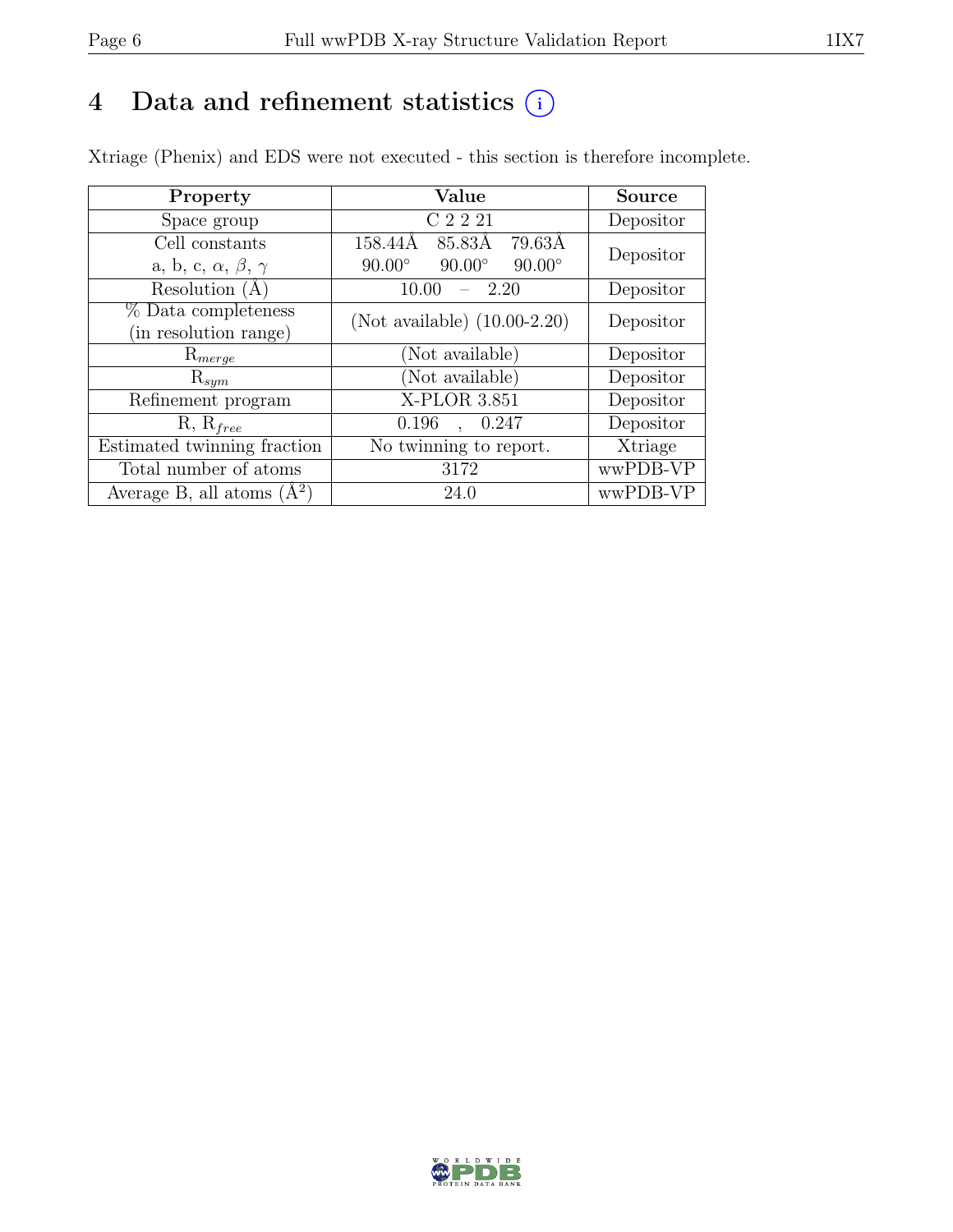# 4 Data and refinement statistics (i)

Xtriage (Phenix) and EDS were not executed - this section is therefore incomplete.

| Property | Value | Source |
|---|---|---|
| Space group | C 2 2 21 | Depositor |
| Cell constants<br>a, b, c, $\alpha$, $\beta$, $\gamma$ | 158.44Å 85.83Å 79.63Å<br>90.00° 90.00° 90.00° | Depositor |
| Resolution (Å) | 10.00 – 2.20 | Depositor |
| % Data completeness<br>(in resolution range) | (Not available) (10.00-2.20) | Depositor |
| $R_{merge}$ | (Not available) | Depositor |
| $R_{sym}$ | (Not available) | Depositor |
| Refinement program | X-PLOR 3.851 | Depositor |
| R, $R_{free}$ | 0.196 , 0.247 | Depositor |
| Estimated twinning fraction | No twinning to report. | Xtriage |
| Total number of atoms | 3172 | wwPDB-VP |
| Average B, all atoms (Å$^2$) | 24.0 | wwPDB-VP |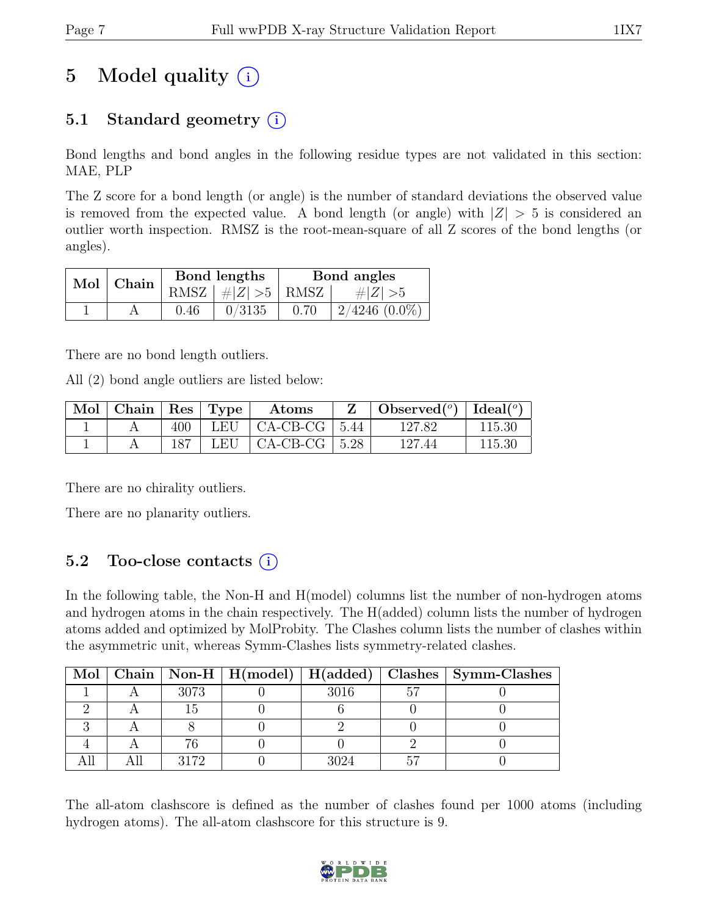# 5 Model quality

## 5.1 Standard geometry

Bond lengths and bond angles in the following residue types are not validated in this section: MAE, PLP

The Z score for a bond length (or angle) is the number of standard deviations the observed value is removed from the expected value. A bond length (or angle) with $|Z| > 5$ is considered an outlier worth inspection. RMSZ is the root-mean-square of all Z scores of the bond lengths (or angles).

| Mol | Chain | Bond lengths | | Bond angles | |
|---|---|---|---|---|---|
| | | RMSZ | $\#\|Z\| > 5$ | RMSZ | $\#\|Z\| > 5$ |
| 1 | A | 0.46 | 0/3135 | 0.70 | 2/4246 (0.0%) |

There are no bond length outliers.

All (2) bond angle outliers are listed below:

| Mol | Chain | Res | Type | Atoms | Z | Observed(°) | Ideal(°) |
|---|---|---|---|---|---|---|---|
| 1 | A | 400 | LEU | CA-CB-CG | 5.44 | 127.82 | 115.30 |
| 1 | A | 187 | LEU | CA-CB-CG | 5.28 | 127.44 | 115.30 |

There are no chirality outliers.

There are no planarity outliers.

## 5.2 Too-close contacts

In the following table, the Non-H and H(model) columns list the number of non-hydrogen atoms and hydrogen atoms in the chain respectively. The H(added) column lists the number of hydrogen atoms added and optimized by MolProbity. The Clashes column lists the number of clashes within the asymmetric unit, whereas Symm-Clashes lists symmetry-related clashes.

| Mol | Chain | Non-H | H(model) | H(added) | Clashes | Symm-Clashes |
|---|---|---|---|---|---|---|
| 1 | A | 3073 | 0 | 3016 | 57 | 0 |
| 2 | A | 15 | 0 | 6 | 0 | 0 |
| 3 | A | 8 | 0 | 2 | 0 | 0 |
| 4 | A | 76 | 0 | 0 | 2 | 0 |
| All | All | 3172 | 0 | 3024 | 57 | 0 |

The all-atom clashscore is defined as the number of clashes found per 1000 atoms (including hydrogen atoms). The all-atom clashscore for this structure is 9.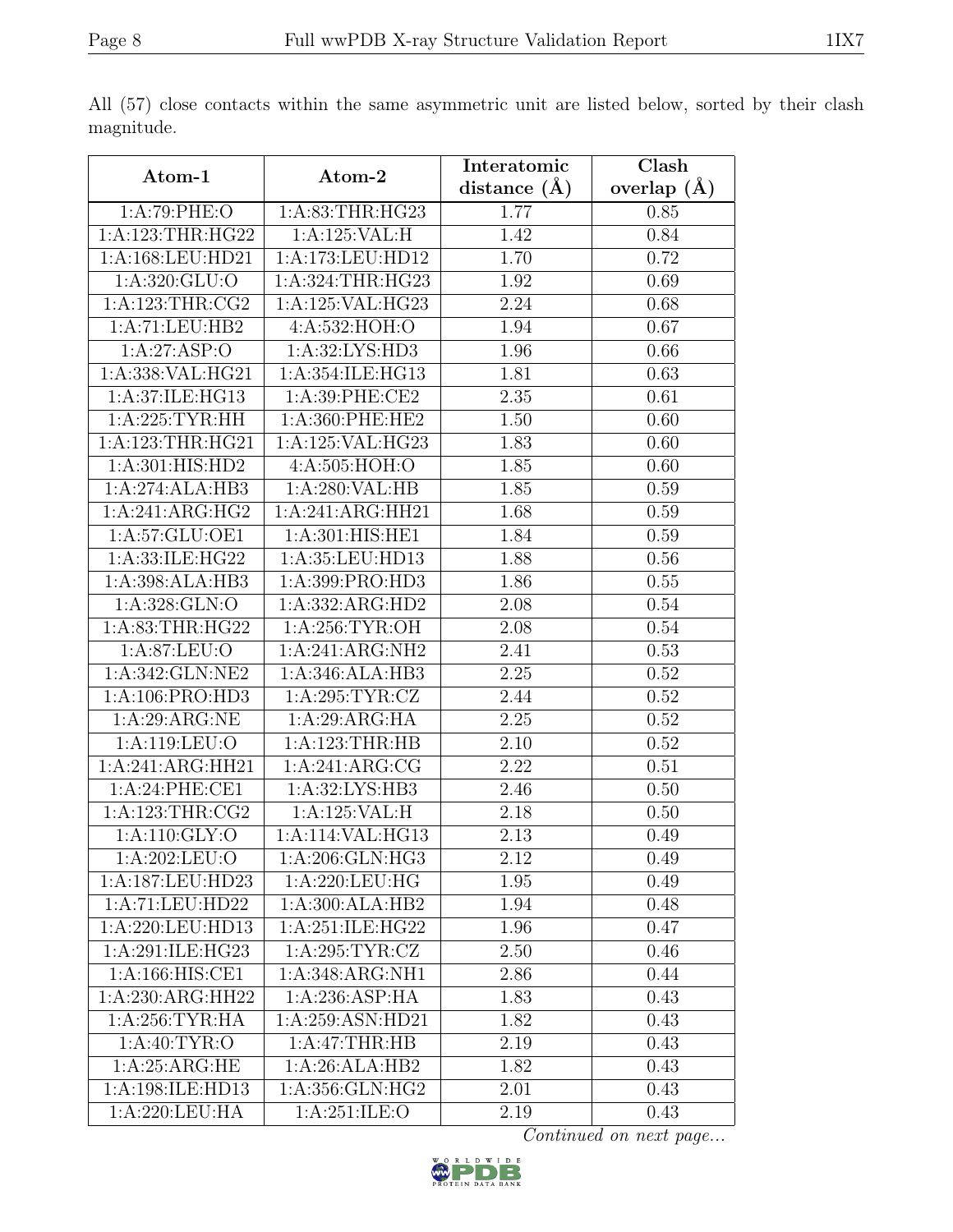All (57) close contacts within the same asymmetric unit are listed below, sorted by their clash magnitude.

| Atom-1 | Atom-2 | Interatomic distance (Å) | Clash overlap (Å) |
|---|---|---|---|
| 1:A:79:PHE:O | 1:A:83:THR:HG23 | 1.77 | 0.85 |
| 1:A:123:THR:HG22 | 1:A:125:VAL:H | 1.42 | 0.84 |
| 1:A:168:LEU:HD21 | 1:A:173:LEU:HD12 | 1.70 | 0.72 |
| 1:A:320:GLU:O | 1:A:324:THR:HG23 | 1.92 | 0.69 |
| 1:A:123:THR:CG2 | 1:A:125:VAL:HG23 | 2.24 | 0.68 |
| 1:A:71:LEU:HB2 | 4:A:532:HOH:O | 1.94 | 0.67 |
| 1:A:27:ASP:O | 1:A:32:LYS:HD3 | 1.96 | 0.66 |
| 1:A:338:VAL:HG21 | 1:A:354:ILE:HG13 | 1.81 | 0.63 |
| 1:A:37:ILE:HG13 | 1:A:39:PHE:CE2 | 2.35 | 0.61 |
| 1:A:225:TYR:HH | 1:A:360:PHE:HE2 | 1.50 | 0.60 |
| 1:A:123:THR:HG21 | 1:A:125:VAL:HG23 | 1.83 | 0.60 |
| 1:A:301:HIS:HD2 | 4:A:505:HOH:O | 1.85 | 0.60 |
| 1:A:274:ALA:HB3 | 1:A:280:VAL:HB | 1.85 | 0.59 |
| 1:A:241:ARG:HG2 | 1:A:241:ARG:HH21 | 1.68 | 0.59 |
| 1:A:57:GLU:OE1 | 1:A:301:HIS:HE1 | 1.84 | 0.59 |
| 1:A:33:ILE:HG22 | 1:A:35:LEU:HD13 | 1.88 | 0.56 |
| 1:A:398:ALA:HB3 | 1:A:399:PRO:HD3 | 1.86 | 0.55 |
| 1:A:328:GLN:O | 1:A:332:ARG:HD2 | 2.08 | 0.54 |
| 1:A:83:THR:HG22 | 1:A:256:TYR:OH | 2.08 | 0.54 |
| 1:A:87:LEU:O | 1:A:241:ARG:NH2 | 2.41 | 0.53 |
| 1:A:342:GLN:NE2 | 1:A:346:ALA:HB3 | 2.25 | 0.52 |
| 1:A:106:PRO:HD3 | 1:A:295:TYR:CZ | 2.44 | 0.52 |
| 1:A:29:ARG:NE | 1:A:29:ARG:HA | 2.25 | 0.52 |
| 1:A:119:LEU:O | 1:A:123:THR:HB | 2.10 | 0.52 |
| 1:A:241:ARG:HH21 | 1:A:241:ARG:CG | 2.22 | 0.51 |
| 1:A:24:PHE:CE1 | 1:A:32:LYS:HB3 | 2.46 | 0.50 |
| 1:A:123:THR:CG2 | 1:A:125:VAL:H | 2.18 | 0.50 |
| 1:A:110:GLY:O | 1:A:114:VAL:HG13 | 2.13 | 0.49 |
| 1:A:202:LEU:O | 1:A:206:GLN:HG3 | 2.12 | 0.49 |
| 1:A:187:LEU:HD23 | 1:A:220:LEU:HG | 1.95 | 0.49 |
| 1:A:71:LEU:HD22 | 1:A:300:ALA:HB2 | 1.94 | 0.48 |
| 1:A:220:LEU:HD13 | 1:A:251:ILE:HG22 | 1.96 | 0.47 |
| 1:A:291:ILE:HG23 | 1:A:295:TYR:CZ | 2.50 | 0.46 |
| 1:A:166:HIS:CE1 | 1:A:348:ARG:NH1 | 2.86 | 0.44 |
| 1:A:230:ARG:HH22 | 1:A:236:ASP:HA | 1.83 | 0.43 |
| 1:A:256:TYR:HA | 1:A:259:ASN:HD21 | 1.82 | 0.43 |
| 1:A:40:TYR:O | 1:A:47:THR:HB | 2.19 | 0.43 |
| 1:A:25:ARG:HE | 1:A:26:ALA:HB2 | 1.82 | 0.43 |
| 1:A:198:ILE:HD13 | 1:A:356:GLN:HG2 | 2.01 | 0.43 |
| 1:A:220:LEU:HA | 1:A:251:ILE:O | 2.19 | 0.43 |

*Continued on next page...*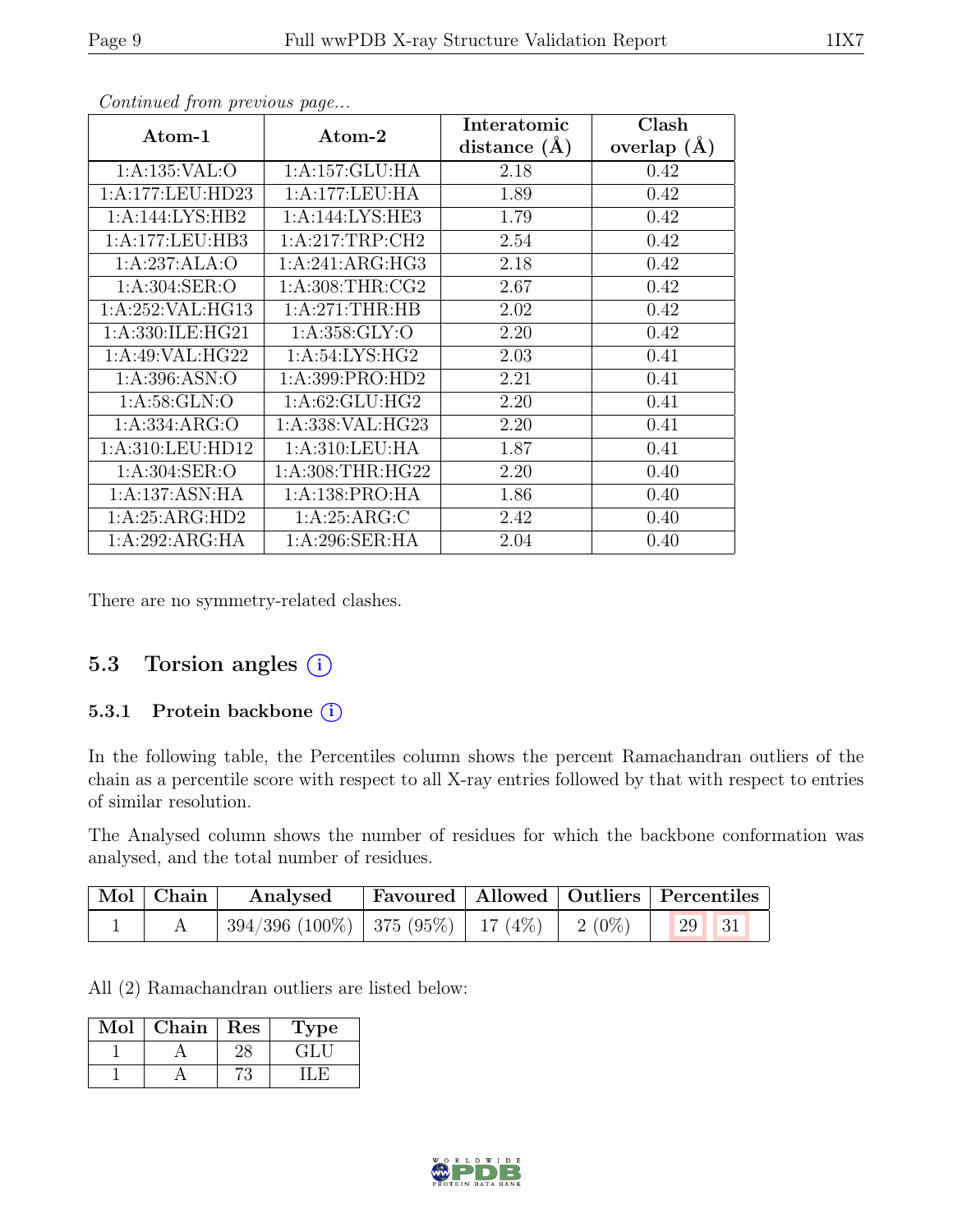*Continued from previous page...*

| Atom-1 | Atom-2 | Interatomic distance (Å) | Clash overlap (Å) |
|---|---|---|---|
| 1:A:135:VAL:O | 1:A:157:GLU:HA | 2.18 | 0.42 |
| 1:A:177:LEU:HD23 | 1:A:177:LEU:HA | 1.89 | 0.42 |
| 1:A:144:LYS:HB2 | 1:A:144:LYS:HE3 | 1.79 | 0.42 |
| 1:A:177:LEU:HB3 | 1:A:217:TRP:CH2 | 2.54 | 0.42 |
| 1:A:237:ALA:O | 1:A:241:ARG:HG3 | 2.18 | 0.42 |
| 1:A:304:SER:O | 1:A:308:THR:CG2 | 2.67 | 0.42 |
| 1:A:252:VAL:HG13 | 1:A:271:THR:HB | 2.02 | 0.42 |
| 1:A:330:ILE:HG21 | 1:A:358:GLY:O | 2.20 | 0.42 |
| 1:A:49:VAL:HG22 | 1:A:54:LYS:HG2 | 2.03 | 0.41 |
| 1:A:396:ASN:O | 1:A:399:PRO:HD2 | 2.21 | 0.41 |
| 1:A:58:GLN:O | 1:A:62:GLU:HG2 | 2.20 | 0.41 |
| 1:A:334:ARG:O | 1:A:338:VAL:HG23 | 2.20 | 0.41 |
| 1:A:310:LEU:HD12 | 1:A:310:LEU:HA | 1.87 | 0.41 |
| 1:A:304:SER:O | 1:A:308:THR:HG22 | 2.20 | 0.40 |
| 1:A:137:ASN:HA | 1:A:138:PRO:HA | 1.86 | 0.40 |
| 1:A:25:ARG:HD2 | 1:A:25:ARG:C | 2.42 | 0.40 |
| 1:A:292:ARG:HA | 1:A:296:SER:HA | 2.04 | 0.40 |

There are no symmetry-related clashes.

## 5.3 Torsion angles (i)

### 5.3.1 Protein backbone (i)

In the following table, the Percentiles column shows the percent Ramachandran outliers of the chain as a percentile score with respect to all X-ray entries followed by that with respect to entries of similar resolution.

The Analysed column shows the number of residues for which the backbone conformation was analysed, and the total number of residues.

| Mol | Chain | Analysed | Favoured | Allowed | Outliers | Percentiles | |
|---|---|---|---|---|---|---|---|
| 1 | A | 394/396 (100%) | 375 (95%) | 17 (4%) | 2 (0%) | 29 | 31 |

All (2) Ramachandran outliers are listed below:

| Mol | Chain | Res | Type |
|---|---|---|---|
| 1 | A | 28 | GLU |
| 1 | A | 73 | ILE |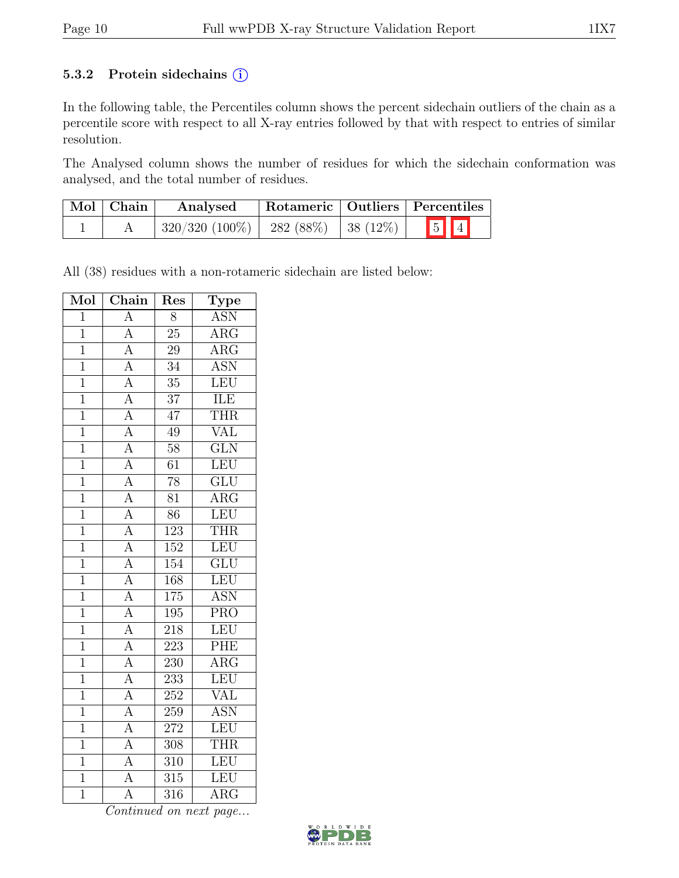### 5.3.2 Protein sidechains (i)

In the following table, the Percentiles column shows the percent sidechain outliers of the chain as a percentile score with respect to all X-ray entries followed by that with respect to entries of similar resolution.

The Analysed column shows the number of residues for which the sidechain conformation was analysed, and the total number of residues.

| Mol | Chain | Analysed | Rotameric | Outliers | Percentiles |
|---|---|---|---|---|---|
| 1 | A | 320/320 (100%) | 282 (88%) | 38 (12%) | 5 4 |

All (38) residues with a non-rotameric sidechain are listed below:

| Mol | Chain | Res | Type |
|---|---|---|---|
| 1 | A | 8 | ASN |
| 1 | A | 25 | ARG |
| 1 | A | 29 | ARG |
| 1 | A | 34 | ASN |
| 1 | A | 35 | LEU |
| 1 | A | 37 | ILE |
| 1 | A | 47 | THR |
| 1 | A | 49 | VAL |
| 1 | A | 58 | GLN |
| 1 | A | 61 | LEU |
| 1 | A | 78 | GLU |
| 1 | A | 81 | ARG |
| 1 | A | 86 | LEU |
| 1 | A | 123 | THR |
| 1 | A | 152 | LEU |
| 1 | A | 154 | GLU |
| 1 | A | 168 | LEU |
| 1 | A | 175 | ASN |
| 1 | A | 195 | PRO |
| 1 | A | 218 | LEU |
| 1 | A | 223 | PHE |
| 1 | A | 230 | ARG |
| 1 | A | 233 | LEU |
| 1 | A | 252 | VAL |
| 1 | A | 259 | ASN |
| 1 | A | 272 | LEU |
| 1 | A | 308 | THR |
| 1 | A | 310 | LEU |
| 1 | A | 315 | LEU |
| 1 | A | 316 | ARG |

*Continued on next page...*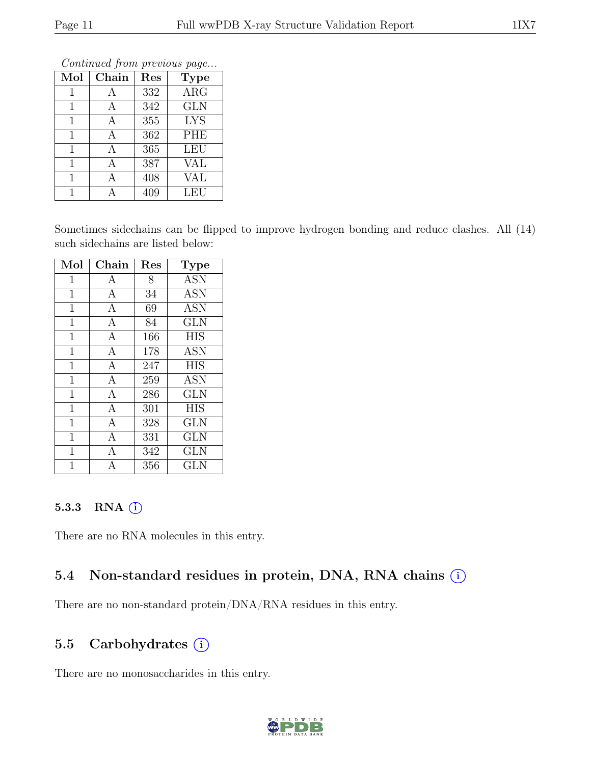*Continued from previous page...*

| Mol | Chain | Res | Type |
|---|---|---|---|
| 1 | A | 332 | ARG |
| 1 | A | 342 | GLN |
| 1 | A | 355 | LYS |
| 1 | A | 362 | PHE |
| 1 | A | 365 | LEU |
| 1 | A | 387 | VAL |
| 1 | A | 408 | VAL |
| 1 | A | 409 | LEU |

Sometimes sidechains can be flipped to improve hydrogen bonding and reduce clashes. All (14) such sidechains are listed below:

| Mol | Chain | Res | Type |
|---|---|---|---|
| 1 | A | 8 | ASN |
| 1 | A | 34 | ASN |
| 1 | A | 69 | ASN |
| 1 | A | 84 | GLN |
| 1 | A | 166 | HIS |
| 1 | A | 178 | ASN |
| 1 | A | 247 | HIS |
| 1 | A | 259 | ASN |
| 1 | A | 286 | GLN |
| 1 | A | 301 | HIS |
| 1 | A | 328 | GLN |
| 1 | A | 331 | GLN |
| 1 | A | 342 | GLN |
| 1 | A | 356 | GLN |

### 5.3.3 RNA

There are no RNA molecules in this entry.

## 5.4 Non-standard residues in protein, DNA, RNA chains

There are no non-standard protein/DNA/RNA residues in this entry.

## 5.5 Carbohydrates

There are no monosaccharides in this entry.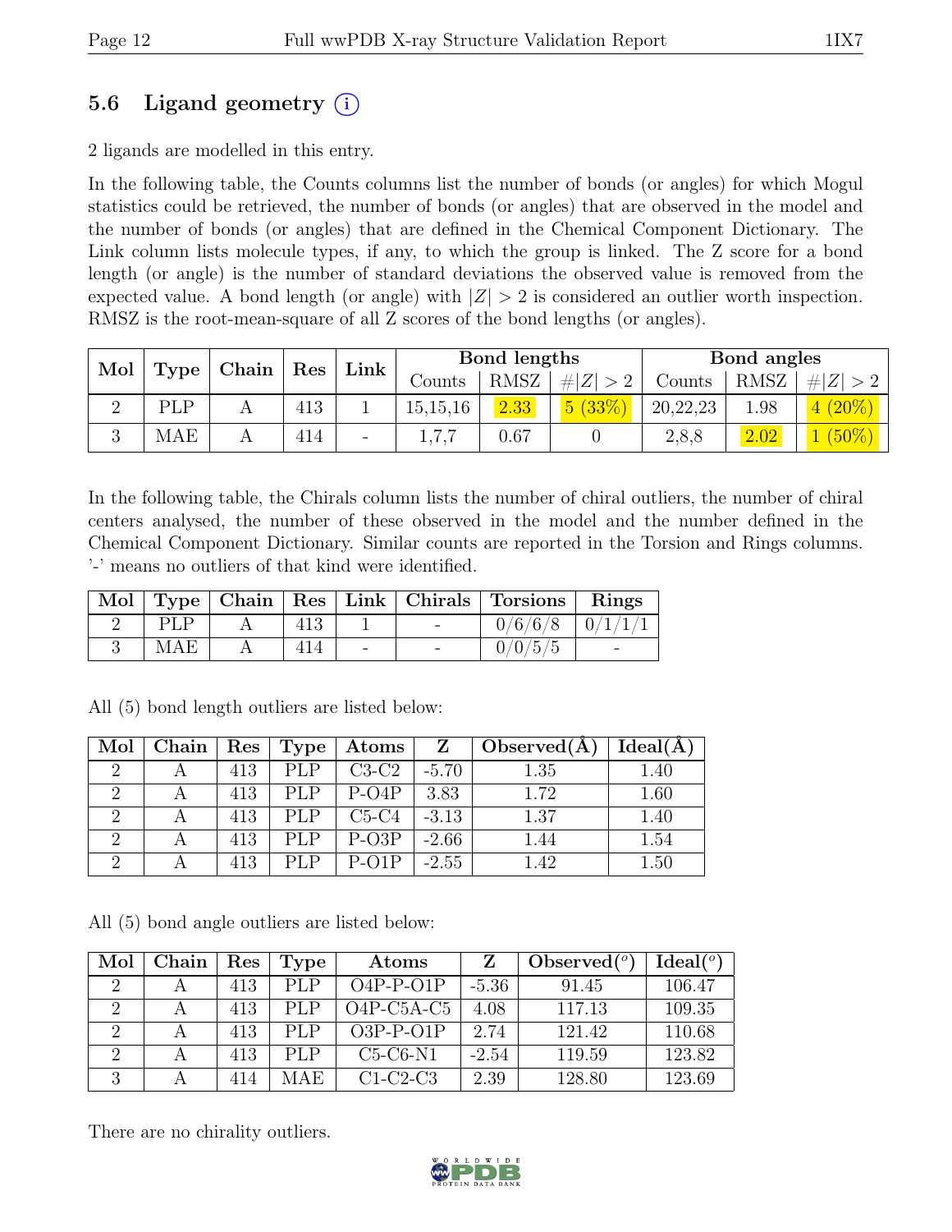## 5.6 Ligand geometry (i)

2 ligands are modelled in this entry.

In the following table, the Counts columns list the number of bonds (or angles) for which Mogul statistics could be retrieved, the number of bonds (or angles) that are observed in the model and the number of bonds (or angles) that are defined in the Chemical Component Dictionary. The Link column lists molecule types, if any, to which the group is linked. The Z score for a bond length (or angle) is the number of standard deviations the observed value is removed from the expected value. A bond length (or angle) with $|Z| > 2$ is considered an outlier worth inspection. RMSZ is the root-mean-square of all Z scores of the bond lengths (or angles).

| Mol | Type | Chain | Res | Link | Bond lengths | | | Bond angles | | |
|---|---|---|---|---|---|---|---|---|---|---|
| | | | | | Counts | RMSZ | $\#\|Z\| > 2$ | Counts | RMSZ | $\#\|Z\| > 2$ |
| 2 | PLP | A | 413 | 1 | 15,15,16 | 2.33 | 5 (33%) | 20,22,23 | 1.98 | 4 (20%) |
| 3 | MAE | A | 414 | - | 1,7,7 | 0.67 | 0 | 2,8,8 | 2.02 | 1 (50%) |

In the following table, the Chirals column lists the number of chiral outliers, the number of chiral centers analysed, the number of these observed in the model and the number defined in the Chemical Component Dictionary. Similar counts are reported in the Torsion and Rings columns. '-' means no outliers of that kind were identified.

| Mol | Type | Chain | Res | Link | Chirals | Torsions | Rings |
|---|---|---|---|---|---|---|---|
| 2 | PLP | A | 413 | 1 | - | 0/6/6/8 | 0/1/1/1 |
| 3 | MAE | A | 414 | - | - | 0/0/5/5 | - |

All (5) bond length outliers are listed below:

| Mol | Chain | Res | Type | Atoms | Z | Observed(Å) | Ideal(Å) |
|---|---|---|---|---|---|---|---|
| 2 | A | 413 | PLP | C3-C2 | -5.70 | 1.35 | 1.40 |
| 2 | A | 413 | PLP | P-O4P | 3.83 | 1.72 | 1.60 |
| 2 | A | 413 | PLP | C5-C4 | -3.13 | 1.37 | 1.40 |
| 2 | A | 413 | PLP | P-O3P | -2.66 | 1.44 | 1.54 |
| 2 | A | 413 | PLP | P-O1P | -2.55 | 1.42 | 1.50 |

All (5) bond angle outliers are listed below:

| Mol | Chain | Res | Type | Atoms | Z | Observed(°) | Ideal(°) |
|---|---|---|---|---|---|---|---|
| 2 | A | 413 | PLP | O4P-P-O1P | -5.36 | 91.45 | 106.47 |
| 2 | A | 413 | PLP | O4P-C5A-C5 | 4.08 | 117.13 | 109.35 |
| 2 | A | 413 | PLP | O3P-P-O1P | 2.74 | 121.42 | 110.68 |
| 2 | A | 413 | PLP | C5-C6-N1 | -2.54 | 119.59 | 123.82 |
| 3 | A | 414 | MAE | C1-C2-C3 | 2.39 | 128.80 | 123.69 |

There are no chirality outliers.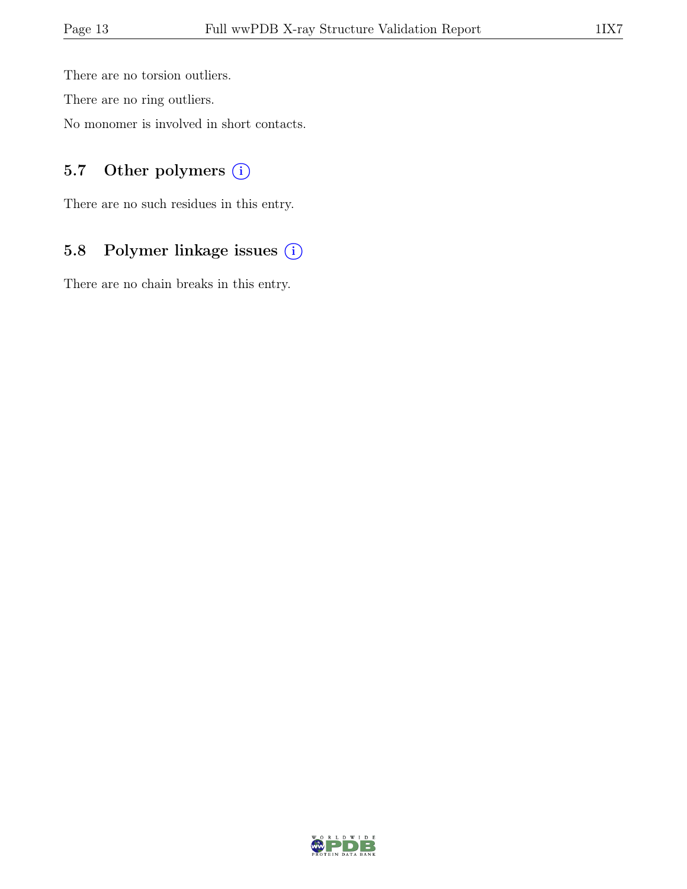There are no torsion outliers.

There are no ring outliers.

No monomer is involved in short contacts.

### 5.7 Other polymers (i)

There are no such residues in this entry.

### 5.8 Polymer linkage issues (i)

There are no chain breaks in this entry.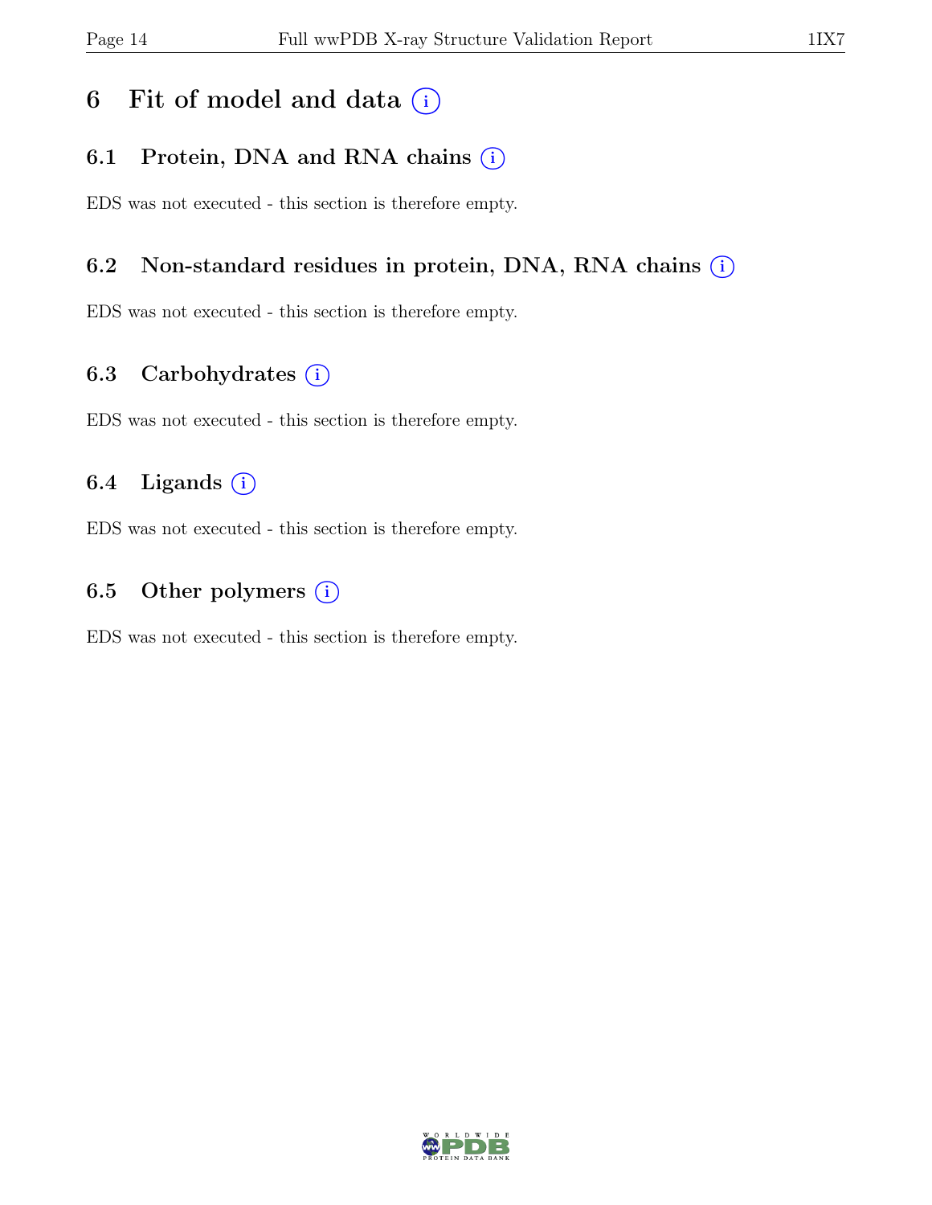# 6 Fit of model and data

## 6.1 Protein, DNA and RNA chains

EDS was not executed - this section is therefore empty.

## 6.2 Non-standard residues in protein, DNA, RNA chains

EDS was not executed - this section is therefore empty.

## 6.3 Carbohydrates

EDS was not executed - this section is therefore empty.

## 6.4 Ligands

EDS was not executed - this section is therefore empty.

## 6.5 Other polymers

EDS was not executed - this section is therefore empty.